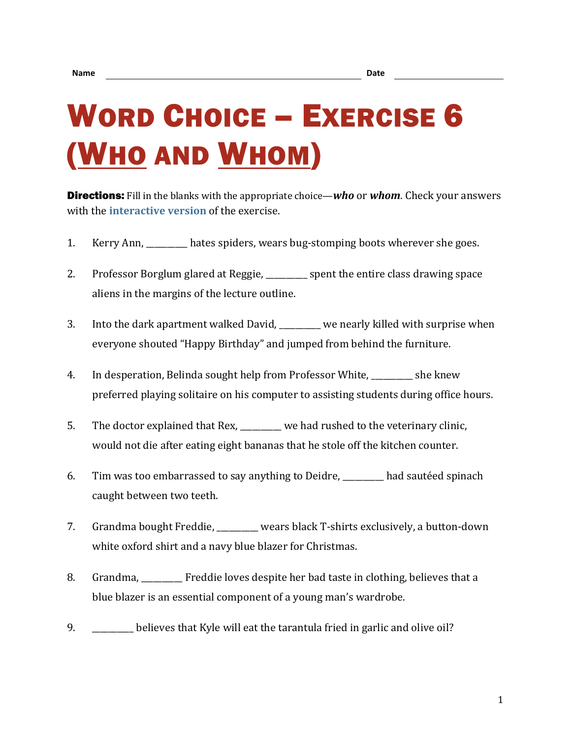Name ________________________________________ Date ____________________

# Word Choice – Exercise 6 (Who and Whom)

**Directions:** Fill in the blanks with the appropriate choice—***who*** or ***whom***. Check your answers with the **interactive version** of the exercise.

1. Kerry Ann, _________ hates spiders, wears bug-stomping boots wherever she goes.

2. Professor Borglum glared at Reggie, _________ spent the entire class drawing space aliens in the margins of the lecture outline.

3. Into the dark apartment walked David, _________ we nearly killed with surprise when everyone shouted "Happy Birthday" and jumped from behind the furniture.

4. In desperation, Belinda sought help from Professor White, _________ she knew preferred playing solitaire on his computer to assisting students during office hours.

5. The doctor explained that Rex, _________ we had rushed to the veterinary clinic, would not die after eating eight bananas that he stole off the kitchen counter.

6. Tim was too embarrassed to say anything to Deidre, _________ had sautéed spinach caught between two teeth.

7. Grandma bought Freddie, _________ wears black T-shirts exclusively, a button-down white oxford shirt and a navy blue blazer for Christmas.

8. Grandma, _________ Freddie loves despite her bad taste in clothing, believes that a blue blazer is an essential component of a young man's wardrobe.

9. _________ believes that Kyle will eat the tarantula fried in garlic and olive oil?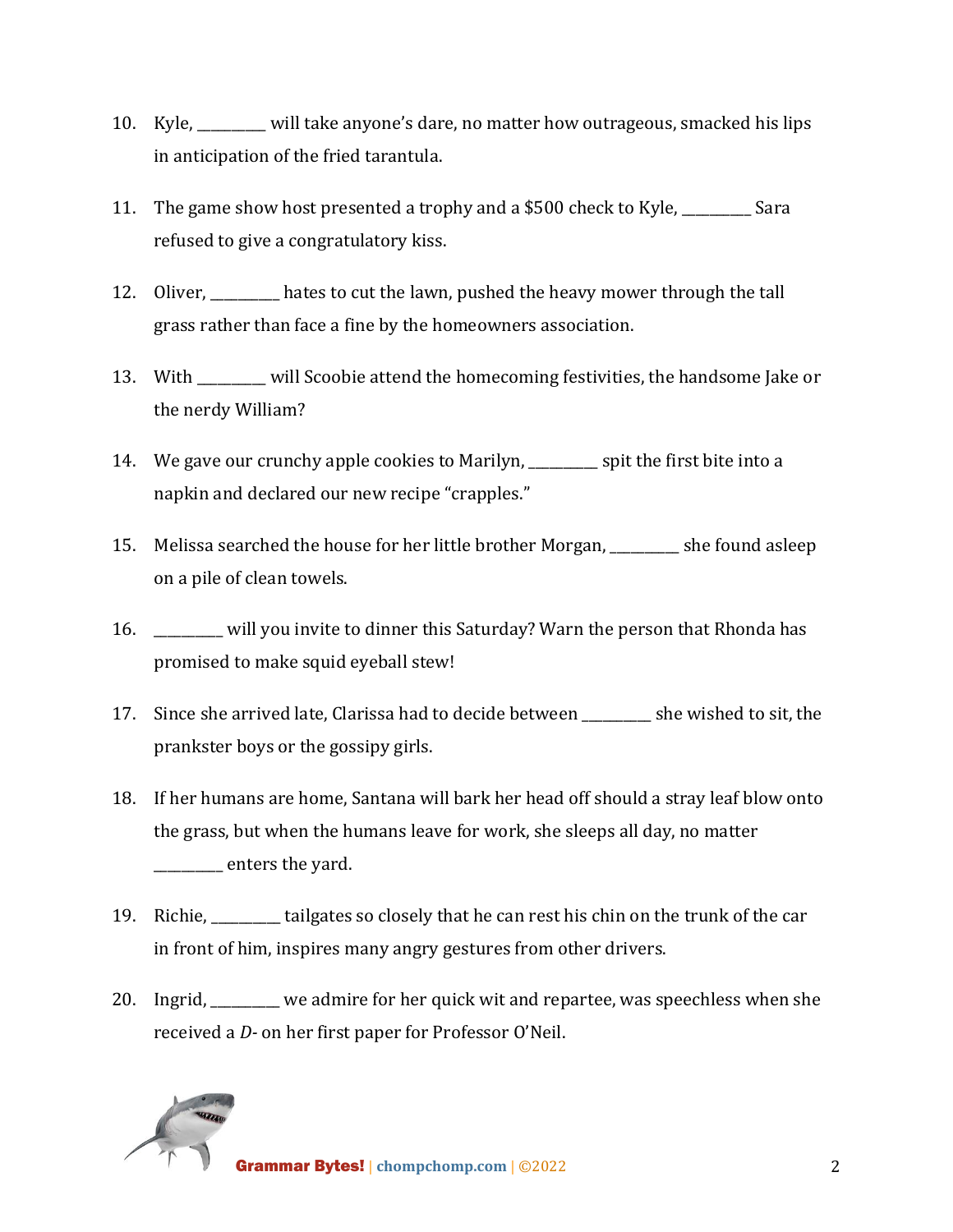10. Kyle, _________ will take anyone's dare, no matter how outrageous, smacked his lips in anticipation of the fried tarantula.

11. The game show host presented a trophy and a $500 check to Kyle, _________ Sara refused to give a congratulatory kiss.

12. Oliver, _________ hates to cut the lawn, pushed the heavy mower through the tall grass rather than face a fine by the homeowners association.

13. With _________ will Scoobie attend the homecoming festivities, the handsome Jake or the nerdy William?

14. We gave our crunchy apple cookies to Marilyn, _________ spit the first bite into a napkin and declared our new recipe "crapples."

15. Melissa searched the house for her little brother Morgan, _________ she found asleep on a pile of clean towels.

16. _________ will you invite to dinner this Saturday? Warn the person that Rhonda has promised to make squid eyeball stew!

17. Since she arrived late, Clarissa had to decide between _________ she wished to sit, the prankster boys or the gossipy girls.

18. If her humans are home, Santana will bark her head off should a stray leaf blow onto the grass, but when the humans leave for work, she sleeps all day, no matter _________ enters the yard.

19. Richie, _________ tailgates so closely that he can rest his chin on the trunk of the car in front of him, inspires many angry gestures from other drivers.

20. Ingrid, _________ we admire for her quick wit and repartee, was speechless when she received a *D-* on her first paper for Professor O'Neil.

**Grammar Bytes!** | chompchomp.com | ©2022